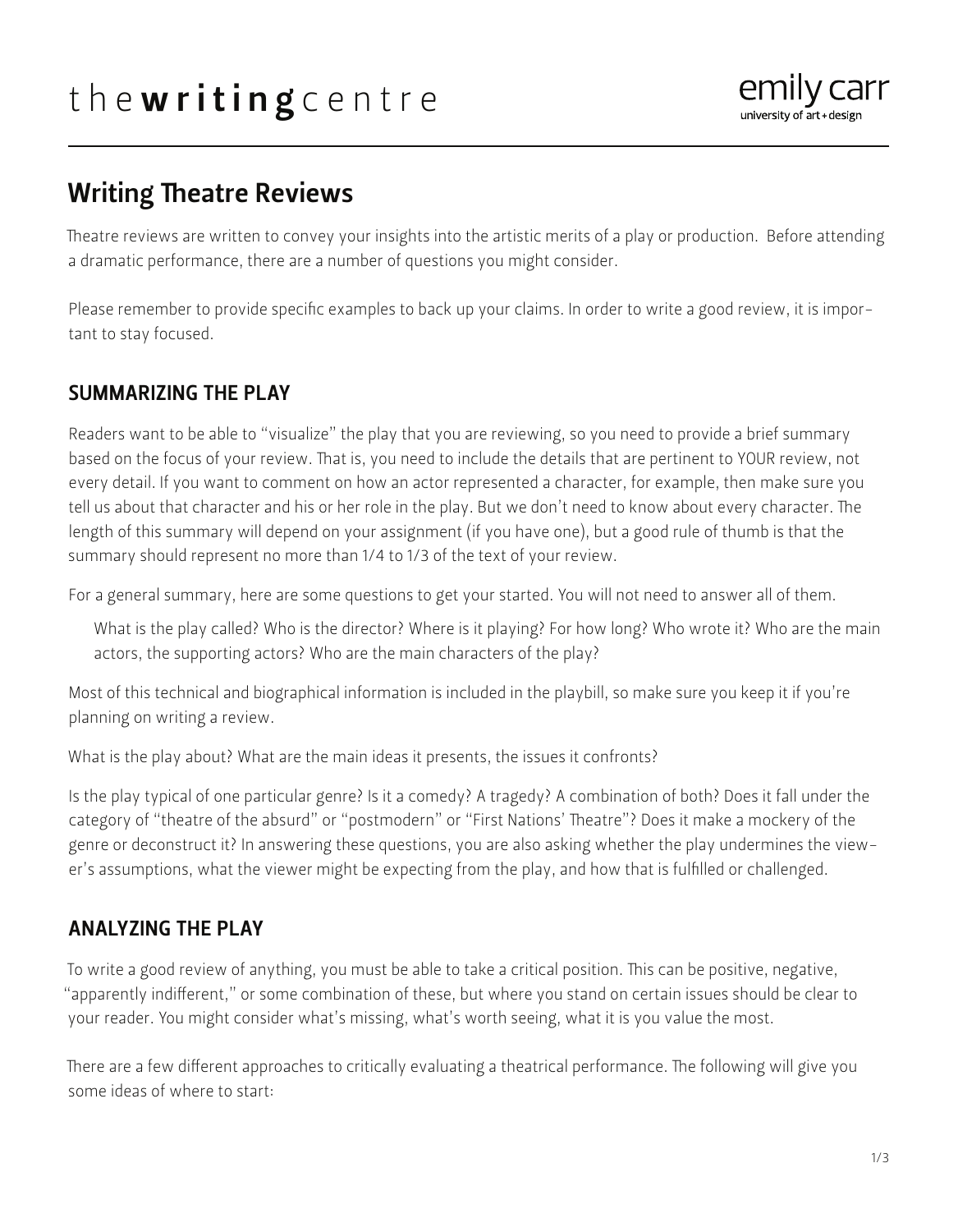# Writing Theatre Reviews

Theatre reviews are written to convey your insights into the artistic merits of a play or production. Before attending a dramatic performance, there are a number of questions you might consider.

Please remember to provide specific examples to back up your claims. In order to write a good review, it is important to stay focused.

## SUMMARIZING THE PLAY

Readers want to be able to "visualize" the play that you are reviewing, so you need to provide a brief summary based on the focus of your review. That is, you need to include the details that are pertinent to YOUR review, not every detail. If you want to comment on how an actor represented a character, for example, then make sure you tell us about that character and his or her role in the play. But we don't need to know about every character. The length of this summary will depend on your assignment (if you have one), but a good rule of thumb is that the summary should represent no more than 1/4 to 1/3 of the text of your review.

For a general summary, here are some questions to get your started. You will not need to answer all of them.

What is the play called? Who is the director? Where is it playing? For how long? Who wrote it? Who are the main actors, the supporting actors? Who are the main characters of the play?

Most of this technical and biographical information is included in the playbill, so make sure you keep it if you're planning on writing a review.

What is the play about? What are the main ideas it presents, the issues it confronts?

Is the play typical of one particular genre? Is it a comedy? A tragedy? A combination of both? Does it fall under the category of "theatre of the absurd" or "postmodern" or "First Nations' Theatre"? Does it make a mockery of the genre or deconstruct it? In answering these questions, you are also asking whether the play undermines the viewer's assumptions, what the viewer might be expecting from the play, and how that is fulfilled or challenged.

## ANALYZING THE PLAY

To write a good review of anything, you must be able to take a critical position. This can be positive, negative, "apparently indifferent," or some combination of these, but where you stand on certain issues should be clear to your reader. You might consider what's missing, what's worth seeing, what it is you value the most.

There are a few different approaches to critically evaluating a theatrical performance. The following will give you some ideas of where to start: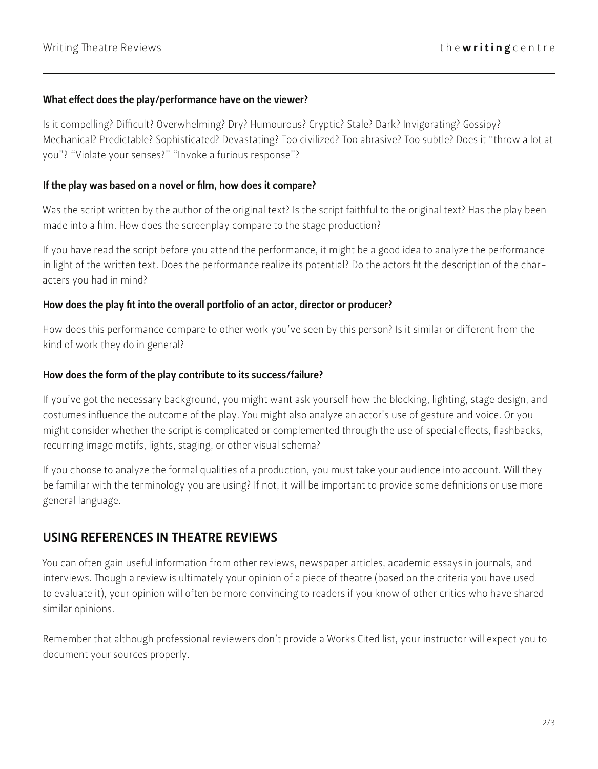#### What effect does the play/performance have on the viewer?

Is it compelling? Difficult? Overwhelming? Dry? Humourous? Cryptic? Stale? Dark? Invigorating? Gossipy? Mechanical? Predictable? Sophisticated? Devastating? Too civilized? Too abrasive? Too subtle? Does it "throw a lot at you"? "Violate your senses?" "Invoke a furious response"?

#### If the play was based on a novel or film, how does it compare?

Was the script written by the author of the original text? Is the script faithful to the original text? Has the play been made into a film. How does the screenplay compare to the stage production?

If you have read the script before you attend the performance, it might be a good idea to analyze the performance in light of the written text. Does the performance realize its potential? Do the actors fit the description of the characters you had in mind?

#### How does the play fit into the overall portfolio of an actor, director or producer?

How does this performance compare to other work you've seen by this person? Is it similar or different from the kind of work they do in general?

#### How does the form of the play contribute to its success/failure?

If you've got the necessary background, you might want ask yourself how the blocking, lighting, stage design, and costumes influence the outcome of the play. You might also analyze an actor's use of gesture and voice. Or you might consider whether the script is complicated or complemented through the use of special effects, flashbacks, recurring image motifs, lights, staging, or other visual schema?

If you choose to analyze the formal qualities of a production, you must take your audience into account. Will they be familiar with the terminology you are using? If not, it will be important to provide some definitions or use more general language.

## USING REFERENCES IN THEATRE REVIEWS

You can often gain useful information from other reviews, newspaper articles, academic essays in journals, and interviews. Though a review is ultimately your opinion of a piece of theatre (based on the criteria you have used to evaluate it), your opinion will often be more convincing to readers if you know of other critics who have shared similar opinions.

Remember that although professional reviewers don't provide a Works Cited list, your instructor will expect you to document your sources properly.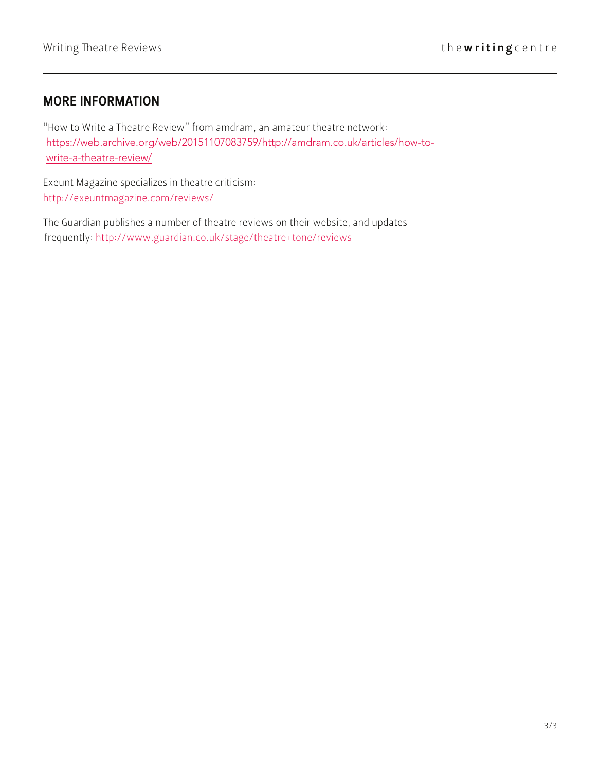## MORE INFORMATION

"How to Write a Theatre Review" from amdram, an amateur theatre network: https://web.archive.org/web/20151107083759/http://amdram.co.uk/articles/how-to-write-a-theatre-review/

Exeunt Magazine specializes in theatre criticism: http://exeuntmagazine.com/reviews/

The Guardian publishes a number of theatre reviews on their website, and updates frequently: http://www.guardian.co.uk/stage/theatre+tone/reviews